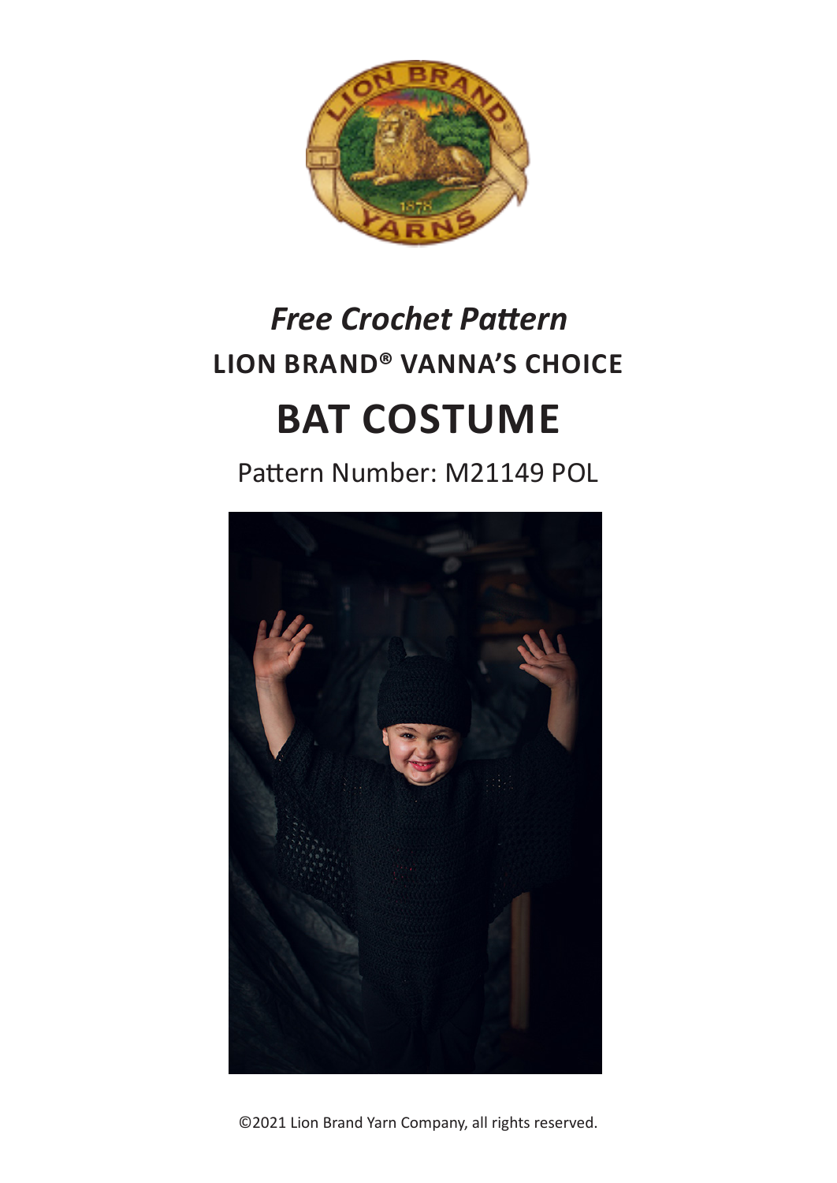*Free Crochet Pattern*

**LION BRAND® VANNA'S CHOICE**

# BAT COSTUME

Pattern Number: M21149 POL

©2021 Lion Brand Yarn Company, all rights reserved.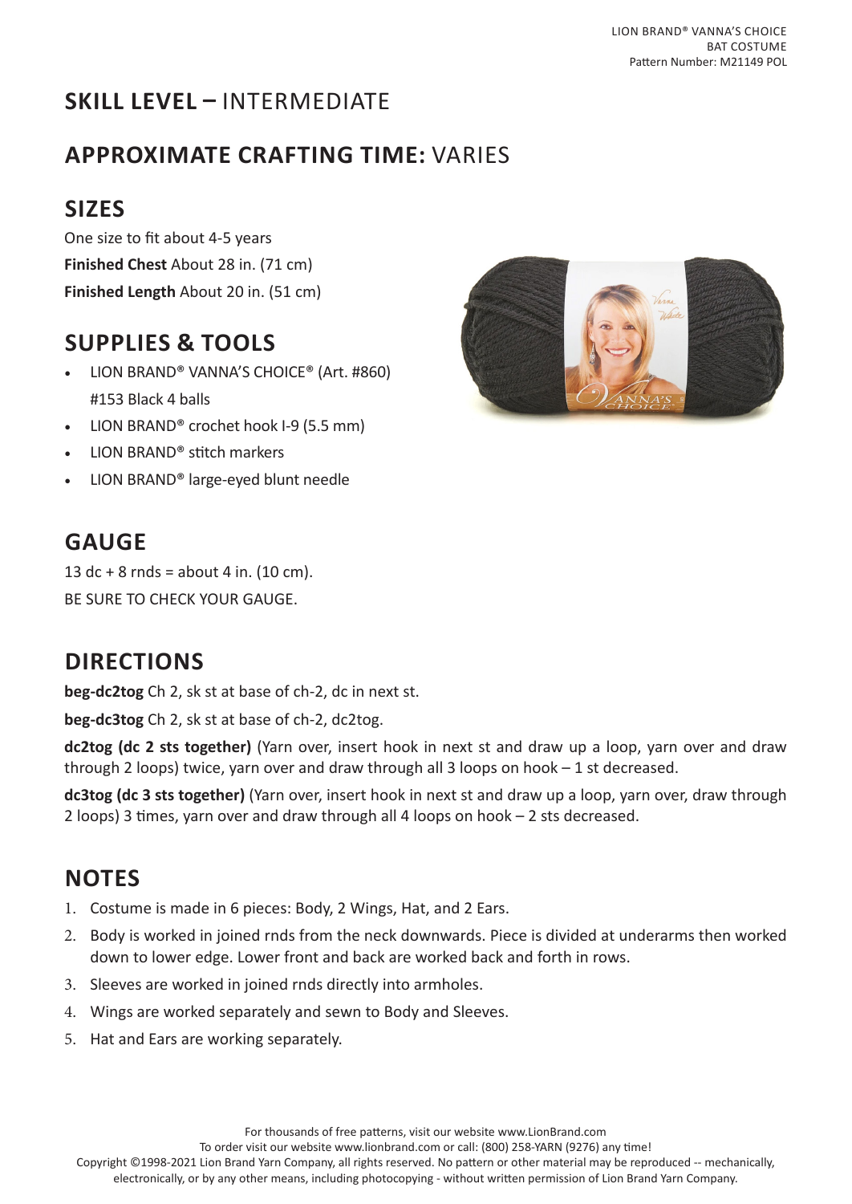## SKILL LEVEL – INTERMEDIATE

## APPROXIMATE CRAFTING TIME: VARIES

## SIZES

One size to fit about 4-5 years

**Finished Chest** About 28 in. (71 cm)

**Finished Length** About 20 in. (51 cm)

## SUPPLIES & TOOLS

- LION BRAND® VANNA'S CHOICE® (Art. #860) #153 Black 4 balls
- LION BRAND® crochet hook I-9 (5.5 mm)
- LION BRAND® stitch markers
- LION BRAND® large-eyed blunt needle

## GAUGE

13 dc + 8 rnds = about 4 in. (10 cm).

BE SURE TO CHECK YOUR GAUGE.

## DIRECTIONS

**beg-dc2tog** Ch 2, sk st at base of ch-2, dc in next st.

**beg-dc3tog** Ch 2, sk st at base of ch-2, dc2tog.

**dc2tog (dc 2 sts together)** (Yarn over, insert hook in next st and draw up a loop, yarn over and draw through 2 loops) twice, yarn over and draw through all 3 loops on hook – 1 st decreased.

**dc3tog (dc 3 sts together)** (Yarn over, insert hook in next st and draw up a loop, yarn over, draw through 2 loops) 3 times, yarn over and draw through all 4 loops on hook – 2 sts decreased.

## NOTES

1. Costume is made in 6 pieces: Body, 2 Wings, Hat, and 2 Ears.
2. Body is worked in joined rnds from the neck downwards. Piece is divided at underarms then worked down to lower edge. Lower front and back are worked back and forth in rows.
3. Sleeves are worked in joined rnds directly into armholes.
4. Wings are worked separately and sewn to Body and Sleeves.
5. Hat and Ears are working separately.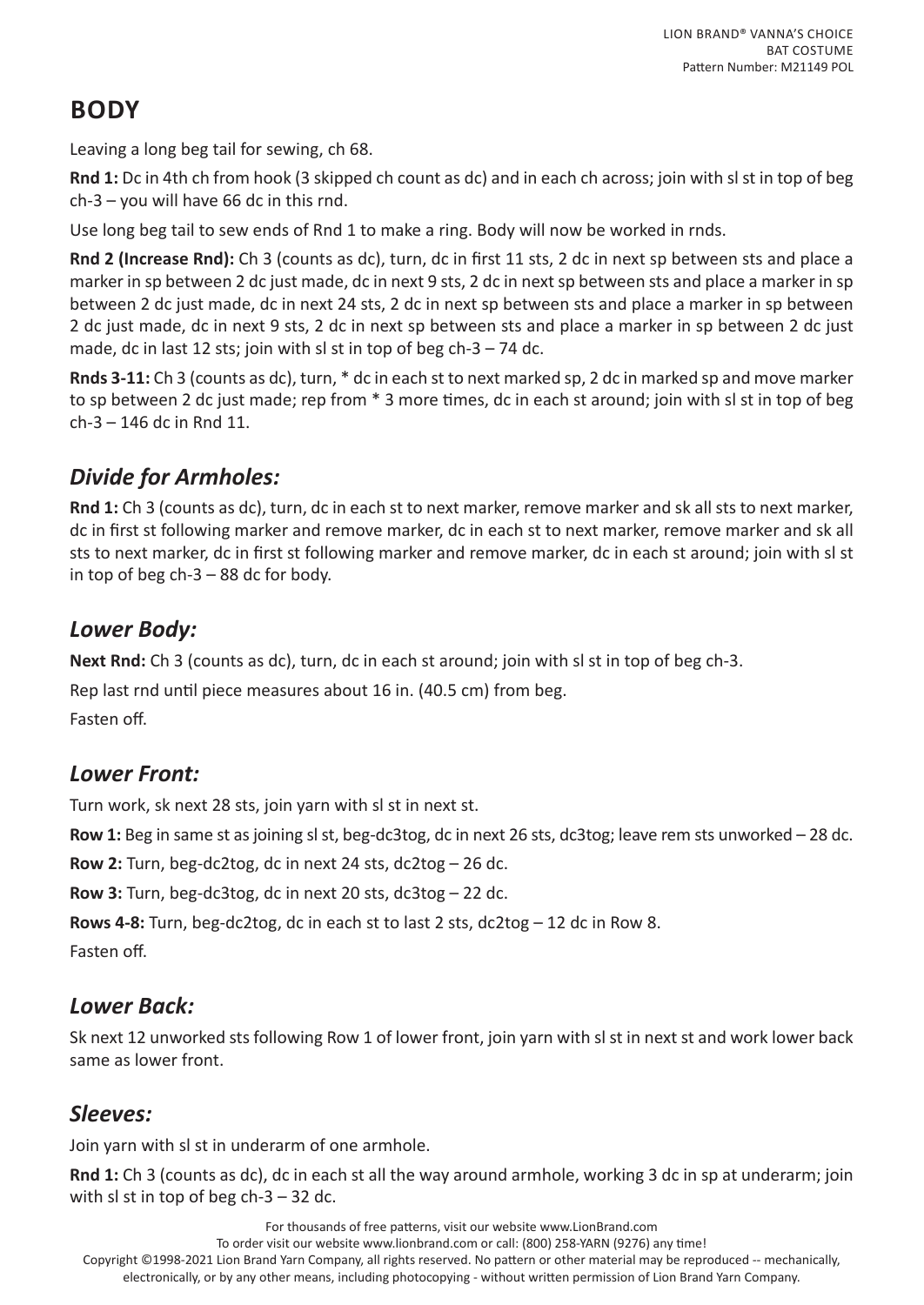## BODY

Leaving a long beg tail for sewing, ch 68.

**Rnd 1:** Dc in 4th ch from hook (3 skipped ch count as dc) and in each ch across; join with sl st in top of beg ch-3 – you will have 66 dc in this rnd.

Use long beg tail to sew ends of Rnd 1 to make a ring. Body will now be worked in rnds.

**Rnd 2 (Increase Rnd):** Ch 3 (counts as dc), turn, dc in first 11 sts, 2 dc in next sp between sts and place a marker in sp between 2 dc just made, dc in next 9 sts, 2 dc in next sp between sts and place a marker in sp between 2 dc just made, dc in next 24 sts, 2 dc in next sp between sts and place a marker in sp between 2 dc just made, dc in next 9 sts, 2 dc in next sp between sts and place a marker in sp between 2 dc just made, dc in last 12 sts; join with sl st in top of beg ch-3 – 74 dc.

**Rnds 3-11:** Ch 3 (counts as dc), turn, * dc in each st to next marked sp, 2 dc in marked sp and move marker to sp between 2 dc just made; rep from * 3 more times, dc in each st around; join with sl st in top of beg ch-3 – 146 dc in Rnd 11.

### *Divide for Armholes:*

**Rnd 1:** Ch 3 (counts as dc), turn, dc in each st to next marker, remove marker and sk all sts to next marker, dc in first st following marker and remove marker, dc in each st to next marker, remove marker and sk all sts to next marker, dc in first st following marker and remove marker, dc in each st around; join with sl st in top of beg ch-3 – 88 dc for body.

### *Lower Body:*

**Next Rnd:** Ch 3 (counts as dc), turn, dc in each st around; join with sl st in top of beg ch-3.

Rep last rnd until piece measures about 16 in. (40.5 cm) from beg.

Fasten off.

### *Lower Front:*

Turn work, sk next 28 sts, join yarn with sl st in next st.

**Row 1:** Beg in same st as joining sl st, beg-dc3tog, dc in next 26 sts, dc3tog; leave rem sts unworked – 28 dc.

**Row 2:** Turn, beg-dc2tog, dc in next 24 sts, dc2tog – 26 dc.

**Row 3:** Turn, beg-dc3tog, dc in next 20 sts, dc3tog – 22 dc.

**Rows 4-8:** Turn, beg-dc2tog, dc in each st to last 2 sts, dc2tog – 12 dc in Row 8.

Fasten off.

### *Lower Back:*

Sk next 12 unworked sts following Row 1 of lower front, join yarn with sl st in next st and work lower back same as lower front.

### *Sleeves:*

Join yarn with sl st in underarm of one armhole.

**Rnd 1:** Ch 3 (counts as dc), dc in each st all the way around armhole, working 3 dc in sp at underarm; join with sl st in top of beg ch-3 – 32 dc.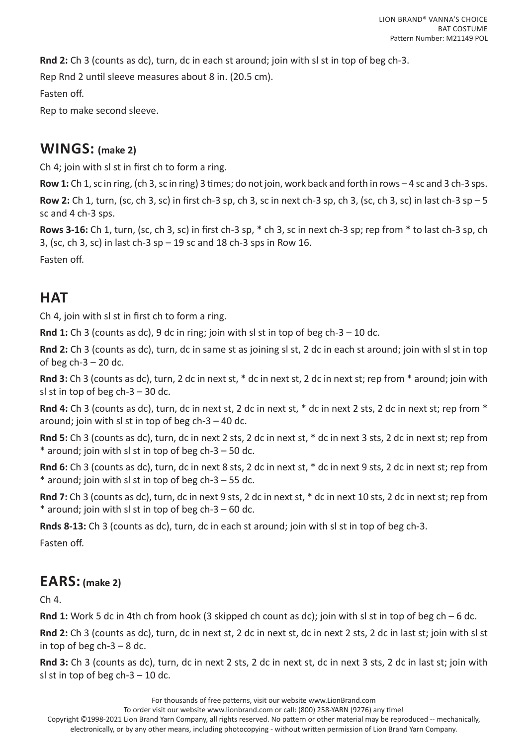**Rnd 2:** Ch 3 (counts as dc), turn, dc in each st around; join with sl st in top of beg ch-3.

Rep Rnd 2 until sleeve measures about 8 in. (20.5 cm).

Fasten off.

Rep to make second sleeve.

## WINGS: (make 2)

Ch 4; join with sl st in first ch to form a ring.

**Row 1:** Ch 1, sc in ring, (ch 3, sc in ring) 3 times; do not join, work back and forth in rows – 4 sc and 3 ch-3 sps.

**Row 2:** Ch 1, turn, (sc, ch 3, sc) in first ch-3 sp, ch 3, sc in next ch-3 sp, ch 3, (sc, ch 3, sc) in last ch-3 sp – 5 sc and 4 ch-3 sps.

**Rows 3-16:** Ch 1, turn, (sc, ch 3, sc) in first ch-3 sp, * ch 3, sc in next ch-3 sp; rep from * to last ch-3 sp, ch 3, (sc, ch 3, sc) in last ch-3 sp – 19 sc and 18 ch-3 sps in Row 16.

Fasten off.

## HAT

Ch 4, join with sl st in first ch to form a ring.

**Rnd 1:** Ch 3 (counts as dc), 9 dc in ring; join with sl st in top of beg ch-3 – 10 dc.

**Rnd 2:** Ch 3 (counts as dc), turn, dc in same st as joining sl st, 2 dc in each st around; join with sl st in top of beg ch-3 – 20 dc.

**Rnd 3:** Ch 3 (counts as dc), turn, 2 dc in next st, * dc in next st, 2 dc in next st; rep from * around; join with sl st in top of beg ch-3 – 30 dc.

**Rnd 4:** Ch 3 (counts as dc), turn, dc in next st, 2 dc in next st, * dc in next 2 sts, 2 dc in next st; rep from * around; join with sl st in top of beg ch-3 – 40 dc.

**Rnd 5:** Ch 3 (counts as dc), turn, dc in next 2 sts, 2 dc in next st, * dc in next 3 sts, 2 dc in next st; rep from * around; join with sl st in top of beg ch-3 – 50 dc.

**Rnd 6:** Ch 3 (counts as dc), turn, dc in next 8 sts, 2 dc in next st, * dc in next 9 sts, 2 dc in next st; rep from * around; join with sl st in top of beg ch-3 – 55 dc.

**Rnd 7:** Ch 3 (counts as dc), turn, dc in next 9 sts, 2 dc in next st, * dc in next 10 sts, 2 dc in next st; rep from * around; join with sl st in top of beg ch-3 – 60 dc.

**Rnds 8-13:** Ch 3 (counts as dc), turn, dc in each st around; join with sl st in top of beg ch-3.

Fasten off.

## EARS: (make 2)

Ch 4.

**Rnd 1:** Work 5 dc in 4th ch from hook (3 skipped ch count as dc); join with sl st in top of beg ch – 6 dc.

**Rnd 2:** Ch 3 (counts as dc), turn, dc in next st, 2 dc in next st, dc in next 2 sts, 2 dc in last st; join with sl st in top of beg ch-3 – 8 dc.

**Rnd 3:** Ch 3 (counts as dc), turn, dc in next 2 sts, 2 dc in next st, dc in next 3 sts, 2 dc in last st; join with sl st in top of beg ch-3 – 10 dc.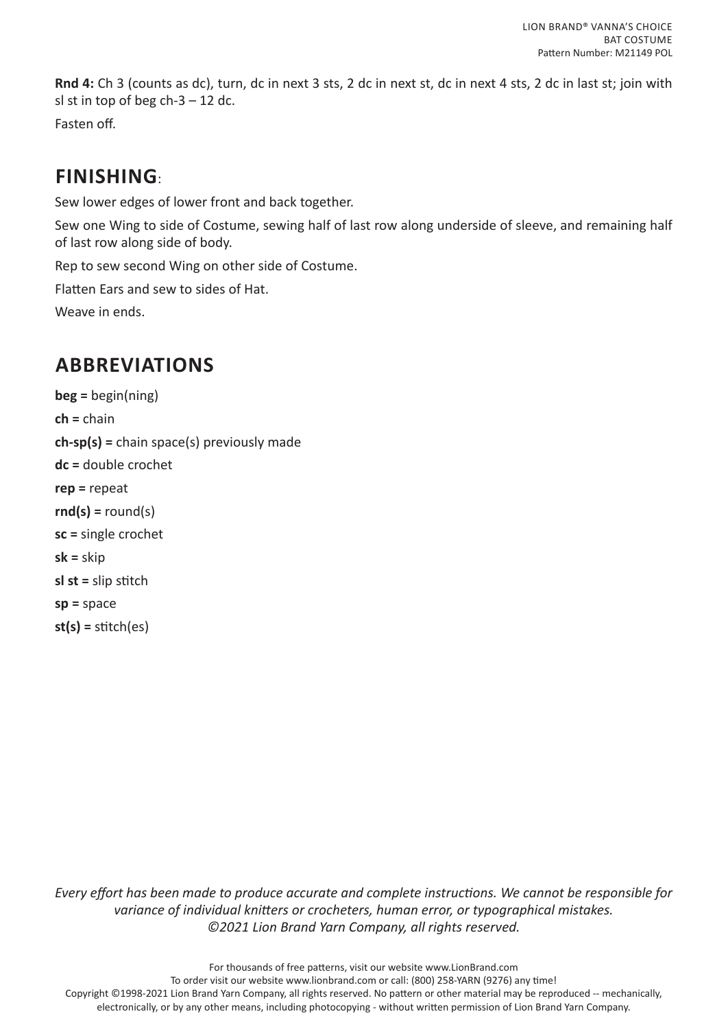**Rnd 4:** Ch 3 (counts as dc), turn, dc in next 3 sts, 2 dc in next st, dc in next 4 sts, 2 dc in last st; join with sl st in top of beg ch-3 – 12 dc.

Fasten off.

## FINISHING:

Sew lower edges of lower front and back together.

Sew one Wing to side of Costume, sewing half of last row along underside of sleeve, and remaining half of last row along side of body.

Rep to sew second Wing on other side of Costume.

Flatten Ears and sew to sides of Hat.

Weave in ends.

## ABBREVIATIONS

**beg =** begin(ning)

**ch =** chain

**ch-sp(s) =** chain space(s) previously made

**dc =** double crochet

**rep =** repeat

**rnd(s) =** round(s)

**sc =** single crochet

**sk =** skip

**sl st =** slip stitch

**sp =** space

**st(s) =** stitch(es)

*Every effort has been made to produce accurate and complete instructions. We cannot be responsible for variance of individual knitters or crocheters, human error, or typographical mistakes. ©2021 Lion Brand Yarn Company, all rights reserved.*

For thousands of free patterns, visit our website www.LionBrand.com
To order visit our website www.lionbrand.com or call: (800) 258-YARN (9276) any time!
Copyright ©1998-2021 Lion Brand Yarn Company, all rights reserved. No pattern or other material may be reproduced -- mechanically, electronically, or by any other means, including photocopying - without written permission of Lion Brand Yarn Company.